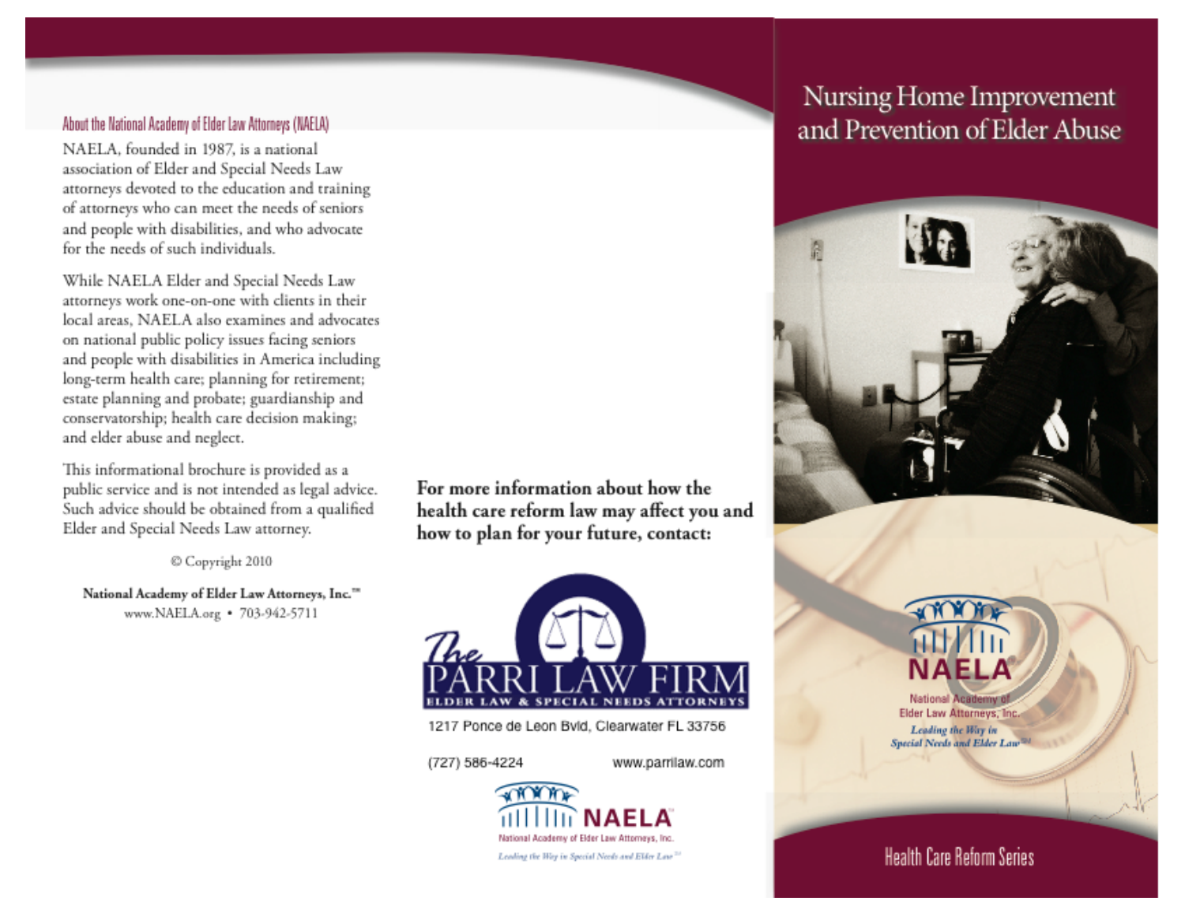## About the National Academy of Elder Law Attorneys (NAELA)

NAELA, founded in 1987, is a national association of Elder and Special Needs Law attorneys devoted to the education and training of attorneys who can meet the needs of seniors and people with disabilities, and who advocate for the needs of such individuals.

While NAELA Elder and Special Needs Law attorneys work one-on-one with clients in their local areas, NAELA also examines and advocates on national public policy issues facing seniors and people with disabilities in America including long-term health care; planning for retirement; estate planning and probate; guardianship and conservatorship; health care decision making; and elder abuse and neglect.

This informational brochure is provided as a public service and is not intended as legal advice. Such advice should be obtained from a qualified Elder and Special Needs Law attorney.

© Copyright 2010

**National Academy of Elder Law Attorneys, Inc.™**
www.NAELA.org • 703-942-5711

**For more information about how the health care reform law may affect you and how to plan for your future, contact:**

The PARRI LAW FIRM
ELDER LAW & SPECIAL NEEDS ATTORNEYS

1217 Ponce de Leon Bvld, Clearwater FL 33756

(727) 586-4224 www.parrilaw.com

NAELA
National Academy of Elder Law Attorneys, Inc.
*Leading the Way in Special Needs and Elder Law℠*

# Nursing Home Improvement and Prevention of Elder Abuse

NAELA
National Academy of Elder Law Attorneys, Inc.
*Leading the Way in Special Needs and Elder Law℠*

Health Care Reform Series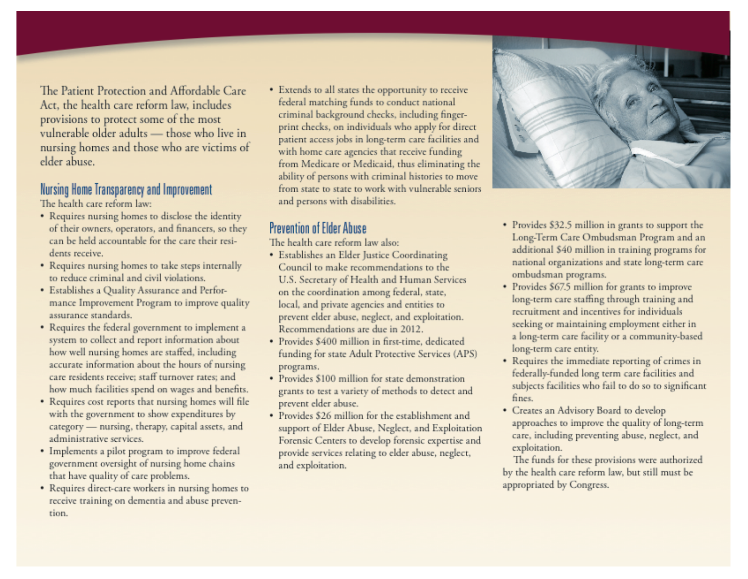The Patient Protection and Affordable Care Act, the health care reform law, includes provisions to protect some of the most vulnerable older adults — those who live in nursing homes and those who are victims of elder abuse.

## Nursing Home Transparency and Improvement

The health care reform law:

- Requires nursing homes to disclose the identity of their owners, operators, and financers, so they can be held accountable for the care their residents receive.
- Requires nursing homes to take steps internally to reduce criminal and civil violations.
- Establishes a Quality Assurance and Performance Improvement Program to improve quality assurance standards.
- Requires the federal government to implement a system to collect and report information about how well nursing homes are staffed, including accurate information about the hours of nursing care residents receive; staff turnover rates; and how much facilities spend on wages and benefits.
- Requires cost reports that nursing homes will file with the government to show expenditures by category — nursing, therapy, capital assets, and administrative services.
- Implements a pilot program to improve federal government oversight of nursing home chains that have quality of care problems.
- Requires direct-care workers in nursing homes to receive training on dementia and abuse prevention.
- Extends to all states the opportunity to receive federal matching funds to conduct national criminal background checks, including fingerprint checks, on individuals who apply for direct patient access jobs in long-term care facilities and with home care agencies that receive funding from Medicare or Medicaid, thus eliminating the ability of persons with criminal histories to move from state to state to work with vulnerable seniors and persons with disabilities.

## Prevention of Elder Abuse

The health care reform law also:

- Establishes an Elder Justice Coordinating Council to make recommendations to the U.S. Secretary of Health and Human Services on the coordination among federal, state, local, and private agencies and entities to prevent elder abuse, neglect, and exploitation. Recommendations are due in 2012.
- Provides $400 million in first-time, dedicated funding for state Adult Protective Services (APS) programs.
- Provides $100 million for state demonstration grants to test a variety of methods to detect and prevent elder abuse.
- Provides $26 million for the establishment and support of Elder Abuse, Neglect, and Exploitation Forensic Centers to develop forensic expertise and provide services relating to elder abuse, neglect, and exploitation.
- Provides $32.5 million in grants to support the Long-Term Care Ombudsman Program and an additional $40 million in training programs for national organizations and state long-term care ombudsman programs.
- Provides $67.5 million for grants to improve long-term care staffing through training and recruitment and incentives for individuals seeking or maintaining employment either in a long-term care facility or a community-based long-term care entity.
- Requires the immediate reporting of crimes in federally-funded long term care facilities and subjects facilities who fail to do so to significant fines.
- Creates an Advisory Board to develop approaches to improve the quality of long-term care, including preventing abuse, neglect, and exploitation.

The funds for these provisions were authorized by the health care reform law, but still must be appropriated by Congress.